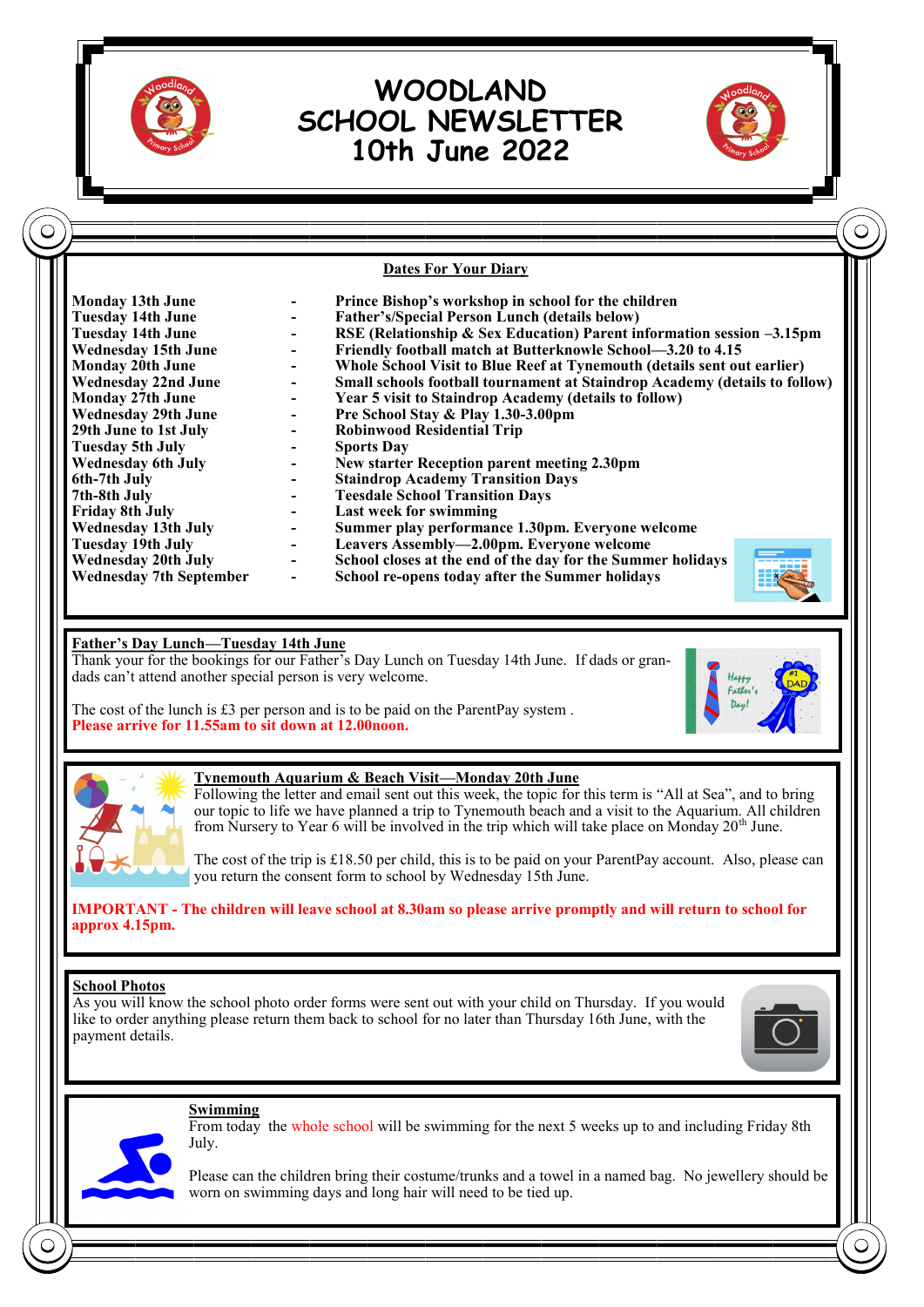# WOODLAND SCHOOL NEWSLETTER
# 10th June 2022

## Dates For Your Diary

| Date | | Event |
|---|---|---|
| **Monday 13th June** | - | **Prince Bishop's workshop in school for the children** |
| **Tuesday 14th June** | - | **Father's/Special Person Lunch (details below)** |
| **Tuesday 14th June** | - | **RSE (Relationship & Sex Education) Parent information session –3.15pm** |
| **Wednesday 15th June** | - | **Friendly football match at Butterknowle School—3.20 to 4.15** |
| **Monday 20th June** | - | **Whole School Visit to Blue Reef at Tynemouth (details sent out earlier)** |
| **Wednesday 22nd June** | - | **Small schools football tournament at Staindrop Academy (details to follow)** |
| **Monday 27th June** | - | **Year 5 visit to Staindrop Academy (details to follow)** |
| **Wednesday 29th June** | - | **Pre School Stay & Play 1.30-3.00pm** |
| **29th June to 1st July** | - | **Robinwood Residential Trip** |
| **Tuesday 5th July** | - | **Sports Day** |
| **Wednesday 6th July** | - | **New starter Reception parent meeting 2.30pm** |
| **6th-7th July** | - | **Staindrop Academy Transition Days** |
| **7th-8th July** | - | **Teesdale School Transition Days** |
| **Friday 8th July** | - | **Last week for swimming** |
| **Wednesday 13th July** | - | **Summer play performance 1.30pm. Everyone welcome** |
| **Tuesday 19th July** | - | **Leavers Assembly—2.00pm. Everyone welcome** |
| **Wednesday 20th July** | - | **School closes at the end of the day for the Summer holidays** |
| **Wednesday 7th September** | - | **School re-opens today after the Summer holidays** |

## Father's Day Lunch—Tuesday 14th June

Thank your for the bookings for our Father's Day Lunch on Tuesday 14th June. If dads or grandads can't attend another special person is very welcome.

The cost of the lunch is £3 per person and is to be paid on the ParentPay system .

**Please arrive for 11.55am to sit down at 12.00noon.**

## Tynemouth Aquarium & Beach Visit—Monday 20th June

Following the letter and email sent out this week, the topic for this term is "All at Sea", and to bring our topic to life we have planned a trip to Tynemouth beach and a visit to the Aquarium. All children from Nursery to Year 6 will be involved in the trip which will take place on Monday 20th June.

The cost of the trip is £18.50 per child, this is to be paid on your ParentPay account. Also, please can you return the consent form to school by Wednesday 15th June.

**IMPORTANT - The children will leave school at 8.30am so please arrive promptly and will return to school for approx 4.15pm.**

## School Photos

As you will know the school photo order forms were sent out with your child on Thursday. If you would like to order anything please return them back to school for no later than Thursday 16th June, with the payment details.

## Swimming

From today the whole school will be swimming for the next 5 weeks up to and including Friday 8th July.

Please can the children bring their costume/trunks and a towel in a named bag. No jewellery should be worn on swimming days and long hair will need to be tied up.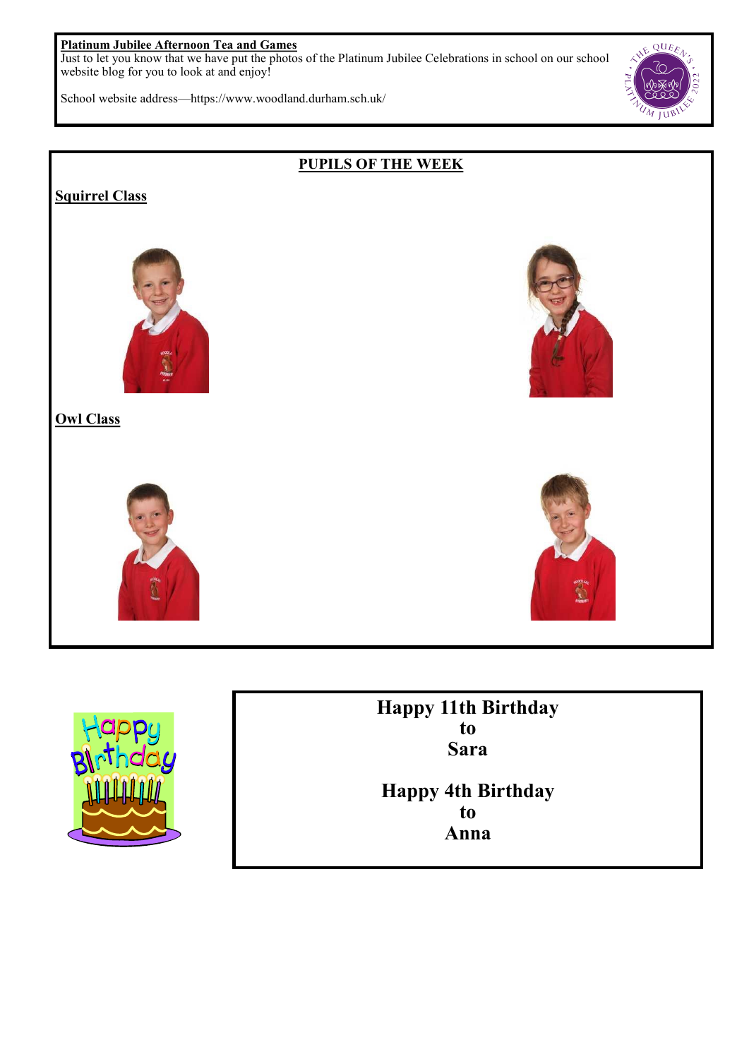**Platinum Jubilee Afternoon Tea and Games**

Just to let you know that we have put the photos of the Platinum Jubilee Celebrations in school on our school website blog for you to look at and enjoy!

School website address—https://www.woodland.durham.sch.uk/

## PUPILS OF THE WEEK

### Squirrel Class

### Owl Class

**Happy 11th Birthday**
**to**
**Sara**

**Happy 4th Birthday**
**to**
**Anna**